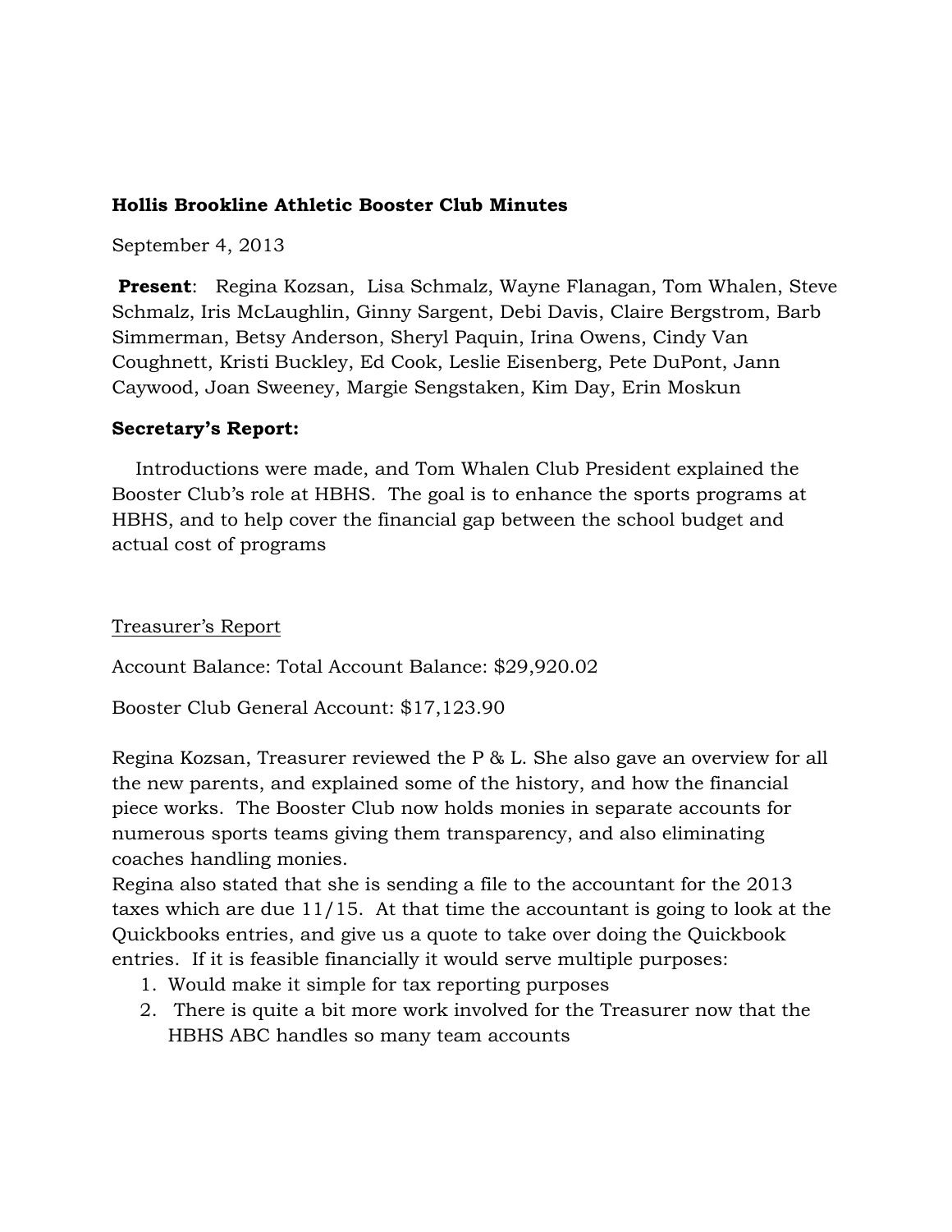**Hollis Brookline Athletic Booster Club Minutes**

September 4, 2013

**Present**: Regina Kozsan, Lisa Schmalz, Wayne Flanagan, Tom Whalen, Steve Schmalz, Iris McLaughlin, Ginny Sargent, Debi Davis, Claire Bergstrom, Barb Simmerman, Betsy Anderson, Sheryl Paquin, Irina Owens, Cindy Van Coughnett, Kristi Buckley, Ed Cook, Leslie Eisenberg, Pete DuPont, Jann Caywood, Joan Sweeney, Margie Sengstaken, Kim Day, Erin Moskun

**Secretary's Report:**

Introductions were made, and Tom Whalen Club President explained the Booster Club's role at HBHS. The goal is to enhance the sports programs at HBHS, and to help cover the financial gap between the school budget and actual cost of programs

Treasurer's Report

Account Balance: Total Account Balance: $29,920.02

Booster Club General Account: $17,123.90

Regina Kozsan, Treasurer reviewed the P & L. She also gave an overview for all the new parents, and explained some of the history, and how the financial piece works. The Booster Club now holds monies in separate accounts for numerous sports teams giving them transparency, and also eliminating coaches handling monies.

Regina also stated that she is sending a file to the accountant for the 2013 taxes which are due 11/15. At that time the accountant is going to look at the Quickbooks entries, and give us a quote to take over doing the Quickbook entries. If it is feasible financially it would serve multiple purposes:

1. Would make it simple for tax reporting purposes
2. There is quite a bit more work involved for the Treasurer now that the HBHS ABC handles so many team accounts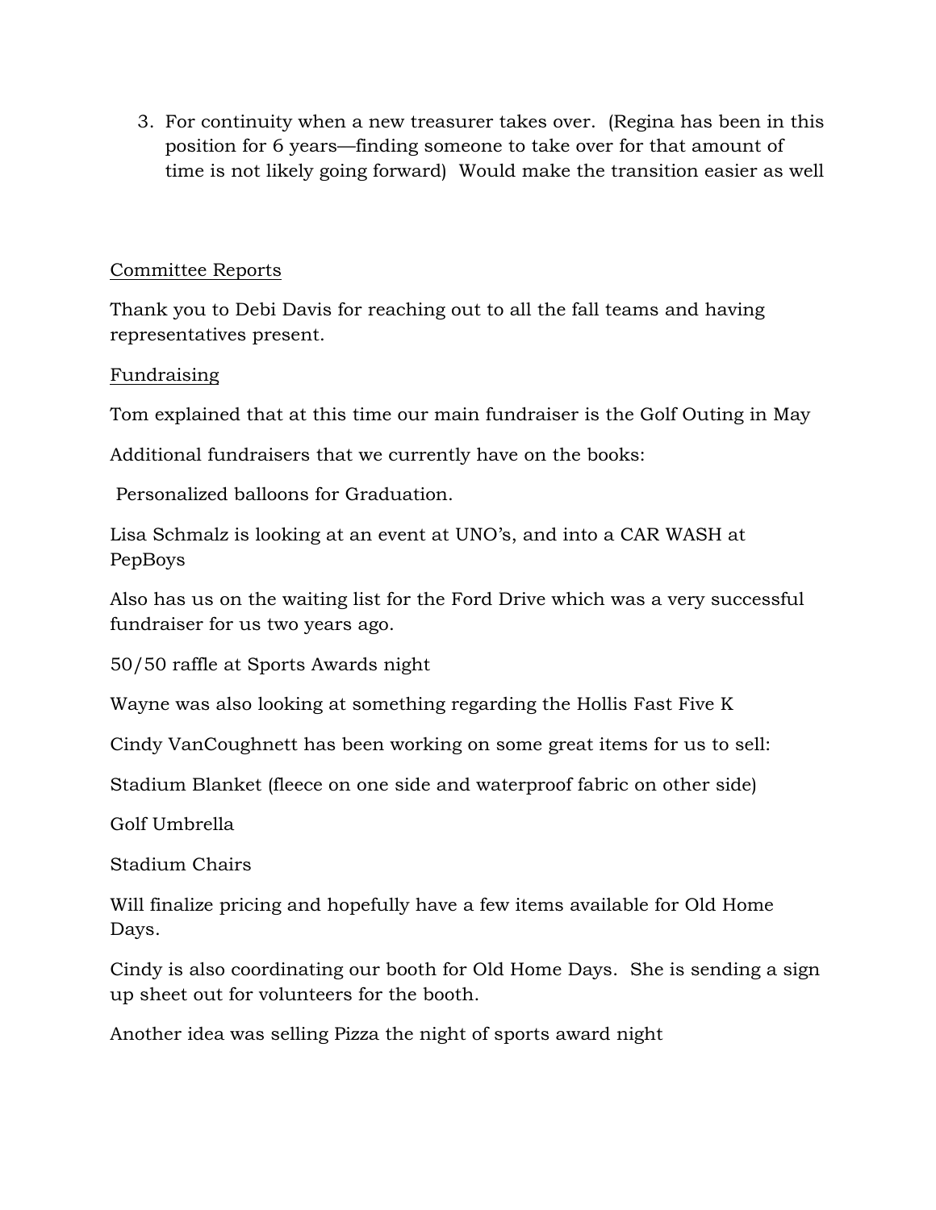3. For continuity when a new treasurer takes over. (Regina has been in this position for 6 years—finding someone to take over for that amount of time is not likely going forward) Would make the transition easier as well

<u>Committee Reports</u>

Thank you to Debi Davis for reaching out to all the fall teams and having representatives present.

<u>Fundraising</u>

Tom explained that at this time our main fundraiser is the Golf Outing in May

Additional fundraisers that we currently have on the books:

Personalized balloons for Graduation.

Lisa Schmalz is looking at an event at UNO's, and into a CAR WASH at PepBoys

Also has us on the waiting list for the Ford Drive which was a very successful fundraiser for us two years ago.

50/50 raffle at Sports Awards night

Wayne was also looking at something regarding the Hollis Fast Five K

Cindy VanCoughnett has been working on some great items for us to sell:

Stadium Blanket (fleece on one side and waterproof fabric on other side)

Golf Umbrella

Stadium Chairs

Will finalize pricing and hopefully have a few items available for Old Home Days.

Cindy is also coordinating our booth for Old Home Days. She is sending a sign up sheet out for volunteers for the booth.

Another idea was selling Pizza the night of sports award night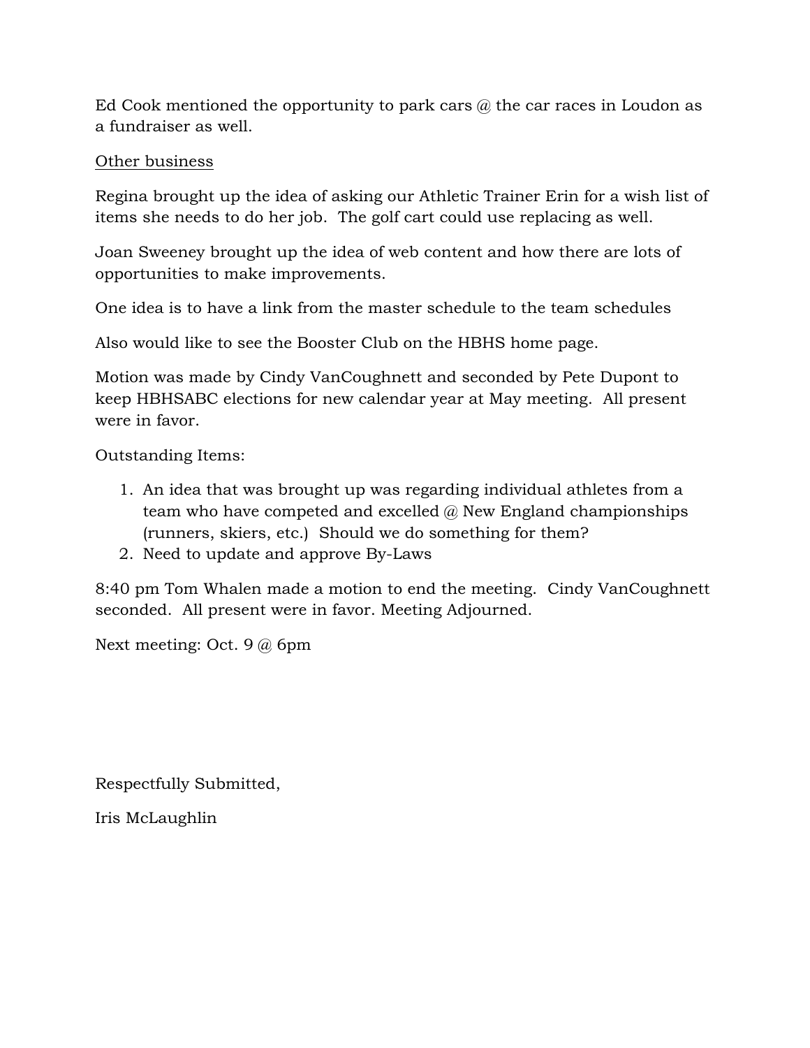Ed Cook mentioned the opportunity to park cars @ the car races in Loudon as a fundraiser as well.

<u>Other business</u>

Regina brought up the idea of asking our Athletic Trainer Erin for a wish list of items she needs to do her job.  The golf cart could use replacing as well.

Joan Sweeney brought up the idea of web content and how there are lots of opportunities to make improvements.

One idea is to have a link from the master schedule to the team schedules

Also would like to see the Booster Club on the HBHS home page.

Motion was made by Cindy VanCoughnett and seconded by Pete Dupont to keep HBHSABC elections for new calendar year at May meeting.  All present were in favor.

Outstanding Items:

1. An idea that was brought up was regarding individual athletes from a team who have competed and excelled @ New England championships (runners, skiers, etc.)  Should we do something for them?
2. Need to update and approve By-Laws

8:40 pm Tom Whalen made a motion to end the meeting.  Cindy VanCoughnett seconded.  All present were in favor. Meeting Adjourned.

Next meeting: Oct. 9 @ 6pm

Respectfully Submitted,

Iris McLaughlin